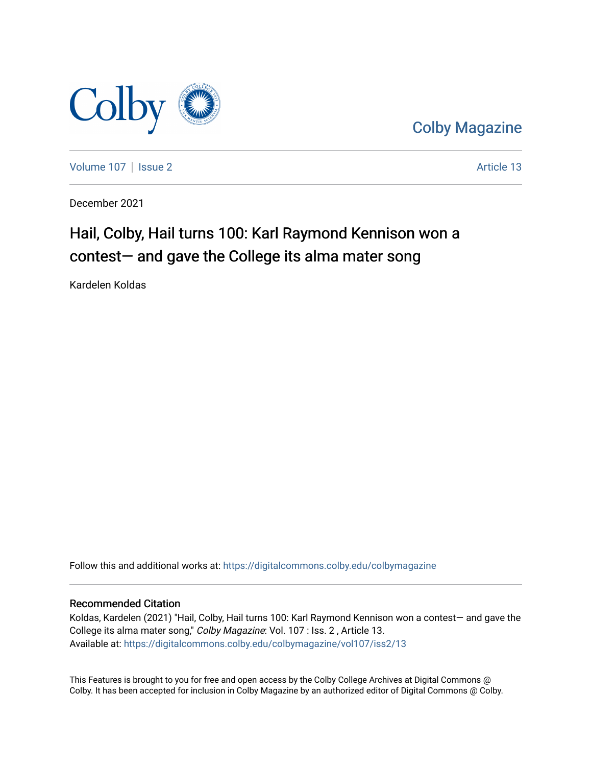Colby Magazine

Volume 107 | Issue 2 Article 13

December 2021

# Hail, Colby, Hail turns 100: Karl Raymond Kennison won a contest— and gave the College its alma mater song

Kardelen Koldas

Follow this and additional works at: https://digitalcommons.colby.edu/colbymagazine

## Recommended Citation

Koldas, Kardelen (2021) "Hail, Colby, Hail turns 100: Karl Raymond Kennison won a contest— and gave the College its alma mater song," *Colby Magazine*: Vol. 107 : Iss. 2 , Article 13.
Available at: https://digitalcommons.colby.edu/colbymagazine/vol107/iss2/13

This Features is brought to you for free and open access by the Colby College Archives at Digital Commons @ Colby. It has been accepted for inclusion in Colby Magazine by an authorized editor of Digital Commons @ Colby.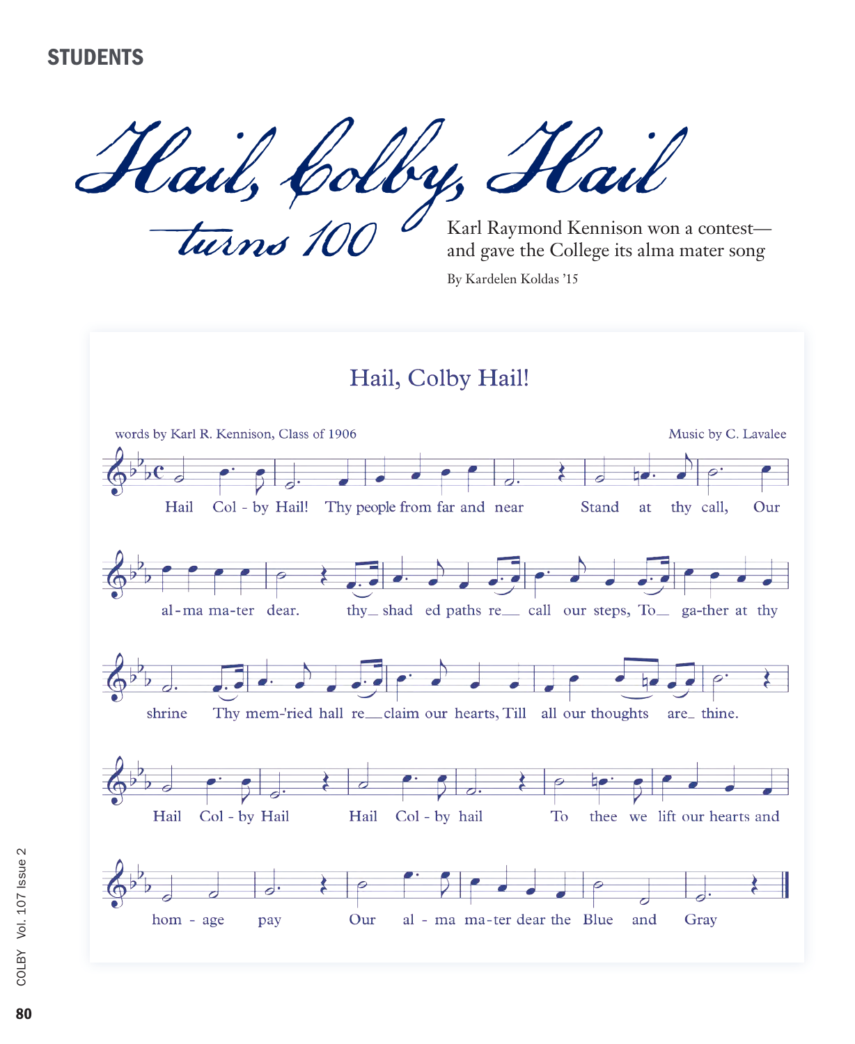# Hail, Colby, Hail —turns 100

Karl Raymond Kennison won a contest—and gave the College its alma mater song

By Kardelen Koldas '15

## Hail, Colby Hail!

words by Karl R. Kennison, Class of 1906

Music by C. Lavalee

Hail Col - by Hail! Thy people from far and near Stand at thy call, Our al-ma ma-ter dear. thy_ shad ed paths re__ call our steps, To__ ga-ther at thy shrine Thy mem-'ried hall re__claim our hearts, Till all our thoughts are_ thine.

Hail Col - by Hail Hail Col - by hail To thee we lift our hearts and hom - age pay Our al - ma ma-ter dear the Blue and Gray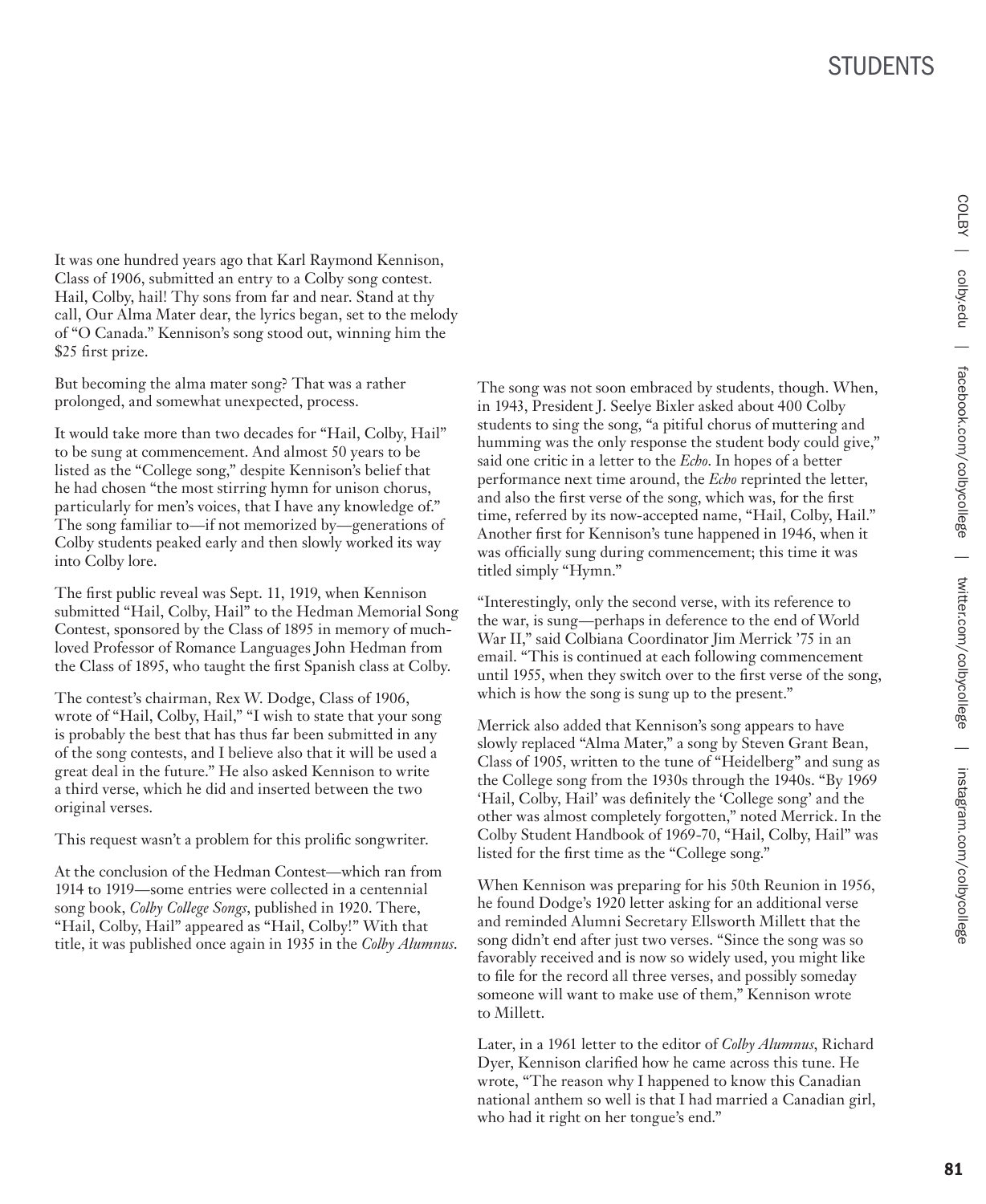It was one hundred years ago that Karl Raymond Kennison, Class of 1906, submitted an entry to a Colby song contest. Hail, Colby, hail! Thy sons from far and near. Stand at thy call, Our Alma Mater dear, the lyrics began, set to the melody of "O Canada." Kennison's song stood out, winning him the $25 first prize.

But becoming the alma mater song? That was a rather prolonged, and somewhat unexpected, process.

It would take more than two decades for "Hail, Colby, Hail" to be sung at commencement. And almost 50 years to be listed as the "College song," despite Kennison's belief that he had chosen "the most stirring hymn for unison chorus, particularly for men's voices, that I have any knowledge of." The song familiar to—if not memorized by—generations of Colby students peaked early and then slowly worked its way into Colby lore.

The first public reveal was Sept. 11, 1919, when Kennison submitted "Hail, Colby, Hail" to the Hedman Memorial Song Contest, sponsored by the Class of 1895 in memory of much-loved Professor of Romance Languages John Hedman from the Class of 1895, who taught the first Spanish class at Colby.

The contest's chairman, Rex W. Dodge, Class of 1906, wrote of "Hail, Colby, Hail," "I wish to state that your song is probably the best that has thus far been submitted in any of the song contests, and I believe also that it will be used a great deal in the future." He also asked Kennison to write a third verse, which he did and inserted between the two original verses.

This request wasn't a problem for this prolific songwriter.

At the conclusion of the Hedman Contest—which ran from 1914 to 1919—some entries were collected in a centennial song book, *Colby College Songs*, published in 1920. There, "Hail, Colby, Hail" appeared as "Hail, Colby!" With that title, it was published once again in 1935 in the *Colby Alumnus*.

The song was not soon embraced by students, though. When, in 1943, President J. Seelye Bixler asked about 400 Colby students to sing the song, "a pitiful chorus of muttering and humming was the only response the student body could give," said one critic in a letter to the *Echo*. In hopes of a better performance next time around, the *Echo* reprinted the letter, and also the first verse of the song, which was, for the first time, referred by its now-accepted name, "Hail, Colby, Hail." Another first for Kennison's tune happened in 1946, when it was officially sung during commencement; this time it was titled simply "Hymn."

"Interestingly, only the second verse, with its reference to the war, is sung—perhaps in deference to the end of World War II," said Colbiana Coordinator Jim Merrick '75 in an email. "This is continued at each following commencement until 1955, when they switch over to the first verse of the song, which is how the song is sung up to the present."

Merrick also added that Kennison's song appears to have slowly replaced "Alma Mater," a song by Steven Grant Bean, Class of 1905, written to the tune of "Heidelberg" and sung as the College song from the 1930s through the 1940s. "By 1969 'Hail, Colby, Hail' was definitely the 'College song' and the other was almost completely forgotten," noted Merrick. In the Colby Student Handbook of 1969-70, "Hail, Colby, Hail" was listed for the first time as the "College song."

When Kennison was preparing for his 50th Reunion in 1956, he found Dodge's 1920 letter asking for an additional verse and reminded Alumni Secretary Ellsworth Millett that the song didn't end after just two verses. "Since the song was so favorably received and is now so widely used, you might like to file for the record all three verses, and possibly someday someone will want to make use of them," Kennison wrote to Millett.

Later, in a 1961 letter to the editor of *Colby Alumnus*, Richard Dyer, Kennison clarified how he came across this tune. He wrote, "The reason why I happened to know this Canadian national anthem so well is that I had married a Canadian girl, who had it right on her tongue's end."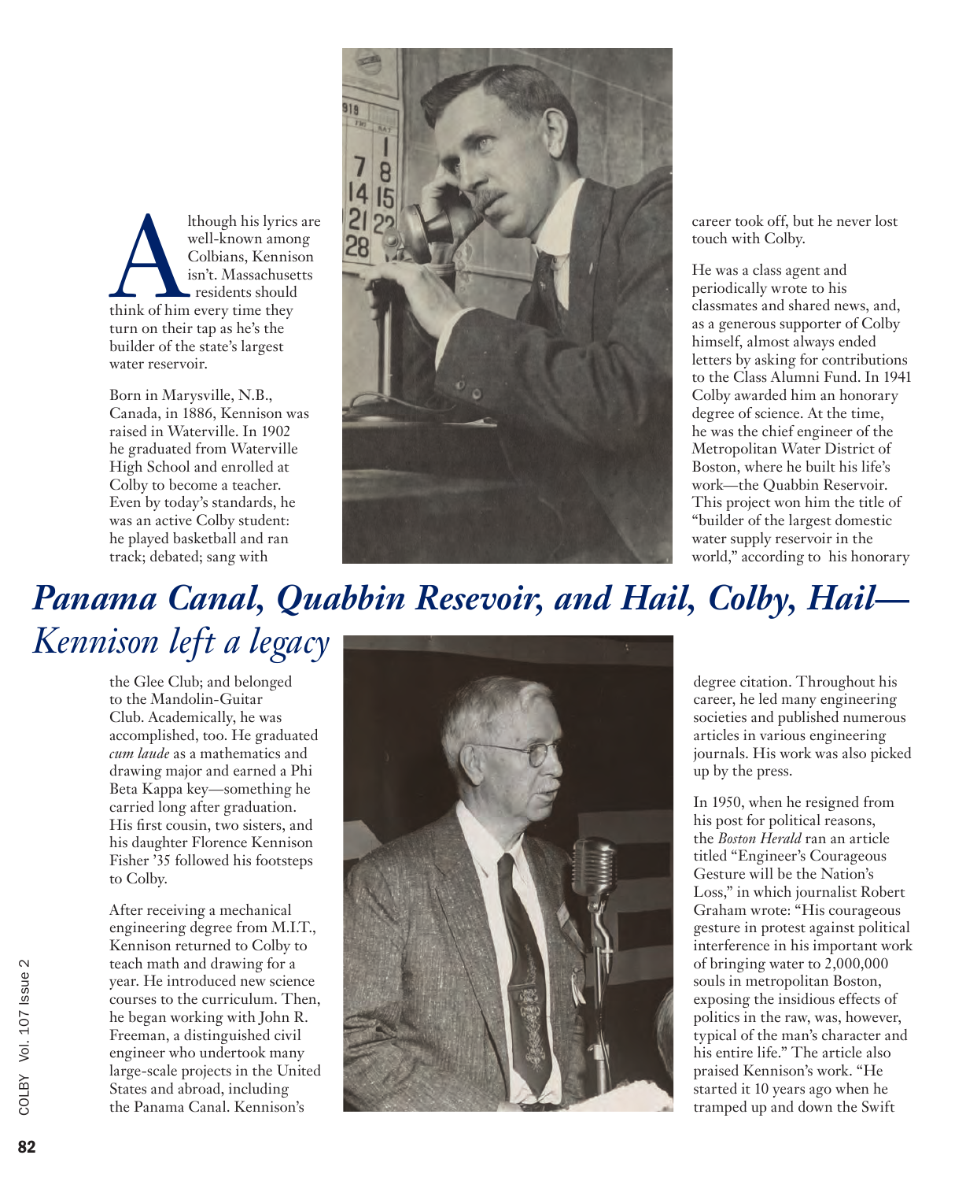# *Panama Canal, Quabbin Resevoir, and Hail, Colby, Hail—*

## *Kennison left a legacy*

Although his lyrics are well-known among Colbians, Kennison isn't. Massachusetts residents should think of him every time they turn on their tap as he's the builder of the state's largest water reservoir.

Born in Marysville, N.B., Canada, in 1886, Kennison was raised in Waterville. In 1902 he graduated from Waterville High School and enrolled at Colby to become a teacher. Even by today's standards, he was an active Colby student: he played basketball and ran track; debated; sang with the Glee Club; and belonged to the Mandolin-Guitar Club. Academically, he was accomplished, too. He graduated *cum laude* as a mathematics and drawing major and earned a Phi Beta Kappa key—something he carried long after graduation. His first cousin, two sisters, and his daughter Florence Kennison Fisher '35 followed his footsteps to Colby.

After receiving a mechanical engineering degree from M.I.T., Kennison returned to Colby to teach math and drawing for a year. He introduced new science courses to the curriculum. Then, he began working with John R. Freeman, a distinguished civil engineer who undertook many large-scale projects in the United States and abroad, including the Panama Canal. Kennison's career took off, but he never lost touch with Colby.

He was a class agent and periodically wrote to his classmates and shared news, and, as a generous supporter of Colby himself, almost always ended letters by asking for contributions to the Class Alumni Fund. In 1941 Colby awarded him an honorary degree of science. At the time, he was the chief engineer of the Metropolitan Water District of Boston, where he built his life's work—the Quabbin Reservoir. This project won him the title of "builder of the largest domestic water supply reservoir in the world," according to his honorary degree citation. Throughout his career, he led many engineering societies and published numerous articles in various engineering journals. His work was also picked up by the press.

In 1950, when he resigned from his post for political reasons, the *Boston Herald* ran an article titled "Engineer's Courageous Gesture will be the Nation's Loss," in which journalist Robert Graham wrote: "His courageous gesture in protest against political interference in his important work of bringing water to 2,000,000 souls in metropolitan Boston, exposing the insidious effects of politics in the raw, was, however, typical of the man's character and his entire life." The article also praised Kennison's work. "He started it 10 years ago when he tramped up and down the Swift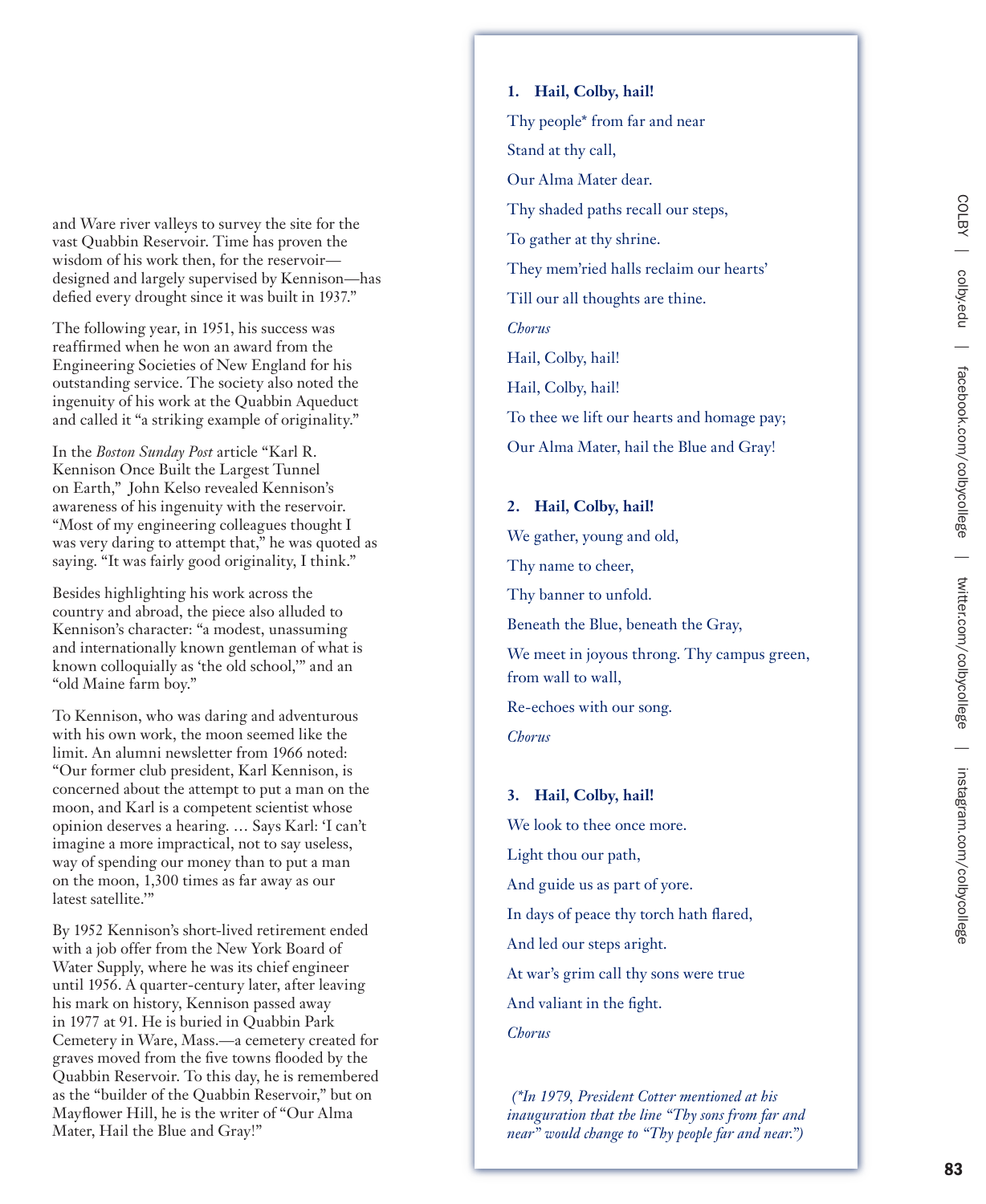and Ware river valleys to survey the site for the vast Quabbin Reservoir. Time has proven the wisdom of his work then, for the reservoir—designed and largely supervised by Kennison—has defied every drought since it was built in 1937."

The following year, in 1951, his success was reaffirmed when he won an award from the Engineering Societies of New England for his outstanding service. The society also noted the ingenuity of his work at the Quabbin Aqueduct and called it "a striking example of originality."

In the *Boston Sunday Post* article "Karl R. Kennison Once Built the Largest Tunnel on Earth," John Kelso revealed Kennison's awareness of his ingenuity with the reservoir. "Most of my engineering colleagues thought I was very daring to attempt that," he was quoted as saying. "It was fairly good originality, I think."

Besides highlighting his work across the country and abroad, the piece also alluded to Kennison's character: "a modest, unassuming and internationally known gentleman of what is known colloquially as 'the old school,'" and an "old Maine farm boy."

To Kennison, who was daring and adventurous with his own work, the moon seemed like the limit. An alumni newsletter from 1966 noted: "Our former club president, Karl Kennison, is concerned about the attempt to put a man on the moon, and Karl is a competent scientist whose opinion deserves a hearing. … Says Karl: 'I can't imagine a more impractical, not to say useless, way of spending our money than to put a man on the moon, 1,300 times as far away as our latest satellite.'"

By 1952 Kennison's short-lived retirement ended with a job offer from the New York Board of Water Supply, where he was its chief engineer until 1956. A quarter-century later, after leaving his mark on history, Kennison passed away in 1977 at 91. He is buried in Quabbin Park Cemetery in Ware, Mass.—a cemetery created for graves moved from the five towns flooded by the Quabbin Reservoir. To this day, he is remembered as the "builder of the Quabbin Reservoir," but on Mayflower Hill, he is the writer of "Our Alma Mater, Hail the Blue and Gray!"

**1. Hail, Colby, hail!**

Thy people* from far and near

Stand at thy call,

Our Alma Mater dear.

Thy shaded paths recall our steps,

To gather at thy shrine.

They mem'ried halls reclaim our hearts'

Till our all thoughts are thine.

*Chorus*

Hail, Colby, hail!

Hail, Colby, hail!

To thee we lift our hearts and homage pay;

Our Alma Mater, hail the Blue and Gray!

**2. Hail, Colby, hail!**

We gather, young and old,

Thy name to cheer,

Thy banner to unfold.

Beneath the Blue, beneath the Gray,

We meet in joyous throng. Thy campus green, from wall to wall,

Re-echoes with our song.

*Chorus*

**3. Hail, Colby, hail!**

We look to thee once more.

Light thou our path,

And guide us as part of yore.

In days of peace thy torch hath flared,

And led our steps aright.

At war's grim call thy sons were true

And valiant in the fight.

*Chorus*

*(*In 1979, President Cotter mentioned at his inauguration that the line "Thy sons from far and near" would change to "Thy people far and near.")*